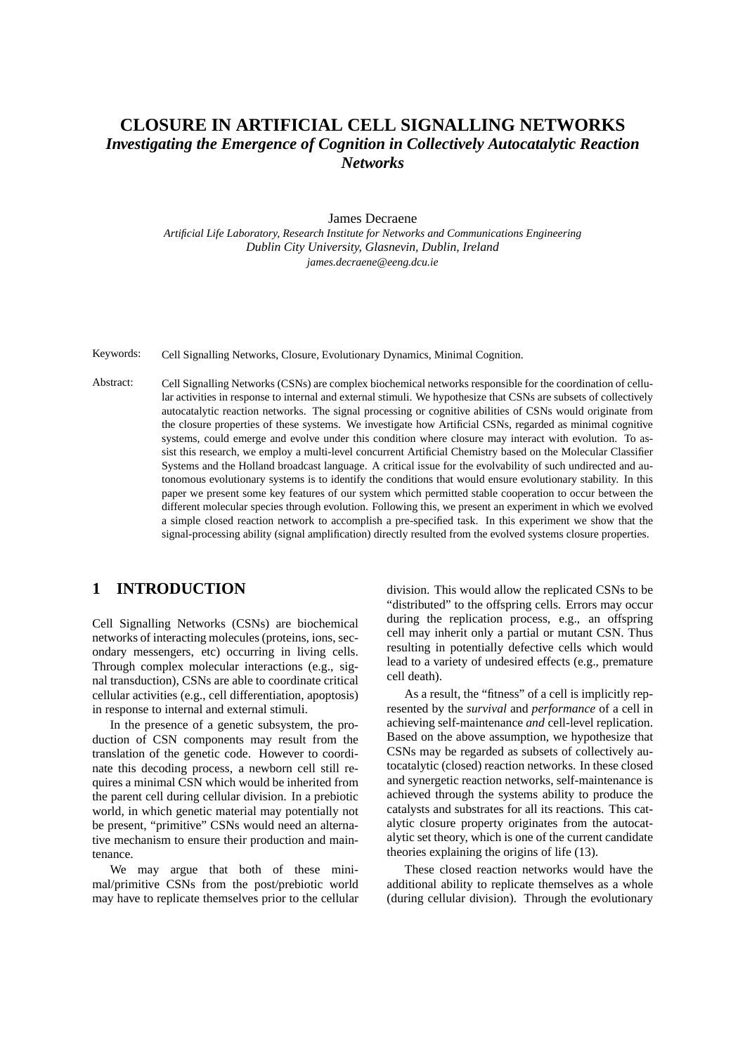# CLOSURE IN ARTIFICIAL CELL SIGNALLING NETWORKS

## *Investigating the Emergence of Cognition in Collectively Autocatalytic Reaction Networks*

James Decraene

*Artificial Life Laboratory, Research Institute for Networks and Communications Engineering*
*Dublin City University, Glasnevin, Dublin, Ireland*
*james.decraene@eeng.dcu.ie*

Keywords: Cell Signalling Networks, Closure, Evolutionary Dynamics, Minimal Cognition.

Abstract: Cell Signalling Networks (CSNs) are complex biochemical networks responsible for the coordination of cellular activities in response to internal and external stimuli. We hypothesize that CSNs are subsets of collectively autocatalytic reaction networks. The signal processing or cognitive abilities of CSNs would originate from the closure properties of these systems. We investigate how Artificial CSNs, regarded as minimal cognitive systems, could emerge and evolve under this condition where closure may interact with evolution. To assist this research, we employ a multi-level concurrent Artificial Chemistry based on the Molecular Classifier Systems and the Holland broadcast language. A critical issue for the evolvability of such undirected and autonomous evolutionary systems is to identify the conditions that would ensure evolutionary stability. In this paper we present some key features of our system which permitted stable cooperation to occur between the different molecular species through evolution. Following this, we present an experiment in which we evolved a simple closed reaction network to accomplish a pre-specified task. In this experiment we show that the signal-processing ability (signal amplification) directly resulted from the evolved systems closure properties.

## 1 INTRODUCTION

Cell Signalling Networks (CSNs) are biochemical networks of interacting molecules (proteins, ions, secondary messengers, etc) occurring in living cells. Through complex molecular interactions (e.g., signal transduction), CSNs are able to coordinate critical cellular activities (e.g., cell differentiation, apoptosis) in response to internal and external stimuli.

In the presence of a genetic subsystem, the production of CSN components may result from the translation of the genetic code. However to coordinate this decoding process, a newborn cell still requires a minimal CSN which would be inherited from the parent cell during cellular division. In a prebiotic world, in which genetic material may potentially not be present, "primitive" CSNs would need an alternative mechanism to ensure their production and maintenance.

We may argue that both of these minimal/primitive CSNs from the post/prebiotic world may have to replicate themselves prior to the cellular division. This would allow the replicated CSNs to be "distributed" to the offspring cells. Errors may occur during the replication process, e.g., an offspring cell may inherit only a partial or mutant CSN. Thus resulting in potentially defective cells which would lead to a variety of undesired effects (e.g., premature cell death).

As a result, the "fitness" of a cell is implicitly represented by the *survival* and *performance* of a cell in achieving self-maintenance *and* cell-level replication. Based on the above assumption, we hypothesize that CSNs may be regarded as subsets of collectively autocatalytic (closed) reaction networks. In these closed and synergetic reaction networks, self-maintenance is achieved through the systems ability to produce the catalysts and substrates for all its reactions. This catalytic closure property originates from the autocatalytic set theory, which is one of the current candidate theories explaining the origins of life (13).

These closed reaction networks would have the additional ability to replicate themselves as a whole (during cellular division). Through the evolutionary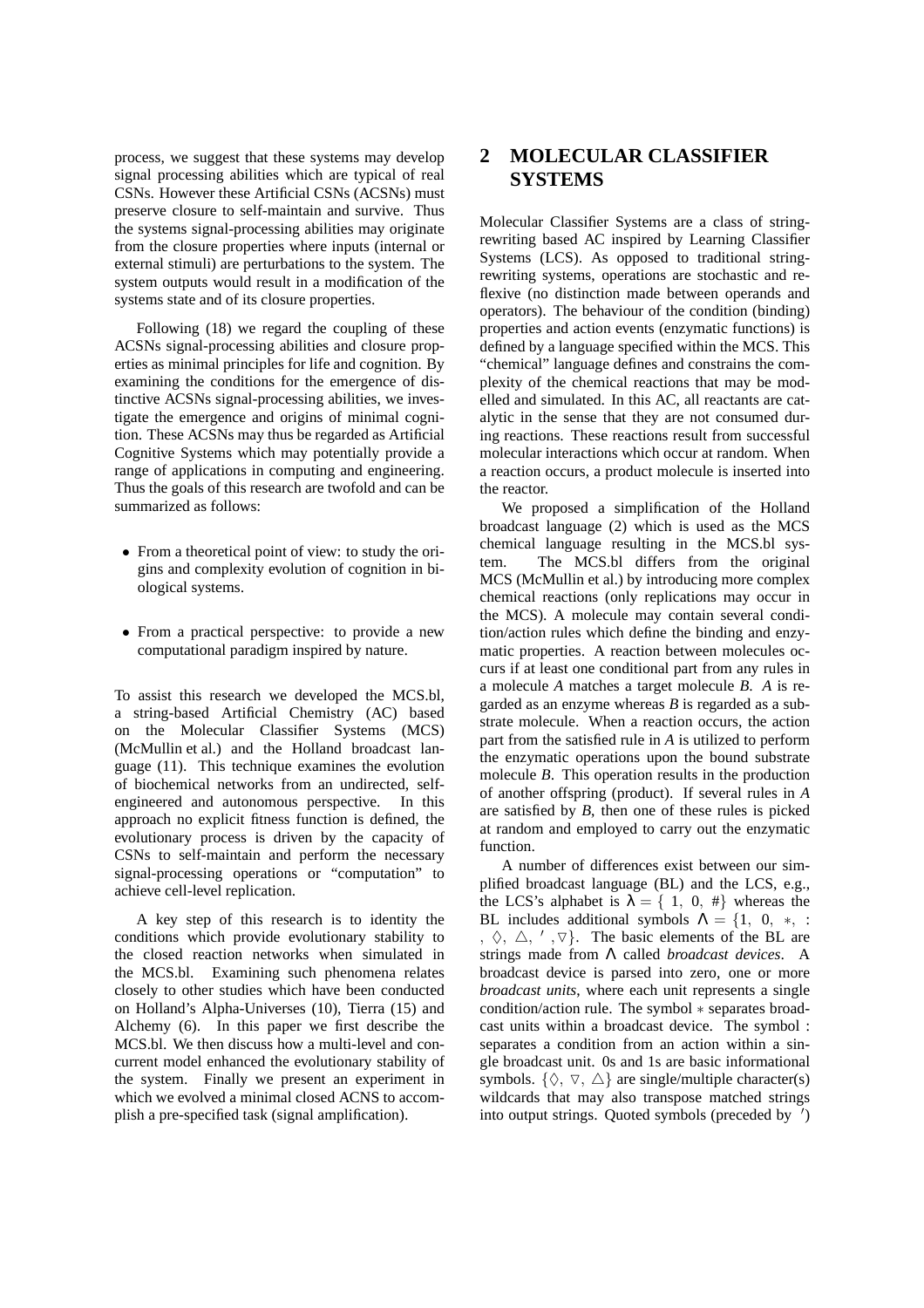process, we suggest that these systems may develop signal processing abilities which are typical of real CSNs. However these Artificial CSNs (ACSNs) must preserve closure to self-maintain and survive. Thus the systems signal-processing abilities may originate from the closure properties where inputs (internal or external stimuli) are perturbations to the system. The system outputs would result in a modification of the systems state and of its closure properties.

Following (18) we regard the coupling of these ACSNs signal-processing abilities and closure properties as minimal principles for life and cognition. By examining the conditions for the emergence of distinctive ACSNs signal-processing abilities, we investigate the emergence and origins of minimal cognition. These ACSNs may thus be regarded as Artificial Cognitive Systems which may potentially provide a range of applications in computing and engineering. Thus the goals of this research are twofold and can be summarized as follows:

- From a theoretical point of view: to study the origins and complexity evolution of cognition in biological systems.
- From a practical perspective: to provide a new computational paradigm inspired by nature.

To assist this research we developed the MCS.bl, a string-based Artificial Chemistry (AC) based on the Molecular Classifier Systems (MCS) (McMullin et al.) and the Holland broadcast language (11). This technique examines the evolution of biochemical networks from an undirected, self-engineered and autonomous perspective. In this approach no explicit fitness function is defined, the evolutionary process is driven by the capacity of CSNs to self-maintain and perform the necessary signal-processing operations or "computation" to achieve cell-level replication.

A key step of this research is to identity the conditions which provide evolutionary stability to the closed reaction networks when simulated in the MCS.bl. Examining such phenomena relates closely to other studies which have been conducted on Holland's Alpha-Universes (10), Tierra (15) and Alchemy (6). In this paper we first describe the MCS.bl. We then discuss how a multi-level and concurrent model enhanced the evolutionary stability of the system. Finally we present an experiment in which we evolved a minimal closed ACNS to accomplish a pre-specified task (signal amplification).

## 2 MOLECULAR CLASSIFIER SYSTEMS

Molecular Classifier Systems are a class of string-rewriting based AC inspired by Learning Classifier Systems (LCS). As opposed to traditional string-rewriting systems, operations are stochastic and reflexive (no distinction made between operands and operators). The behaviour of the condition (binding) properties and action events (enzymatic functions) is defined by a language specified within the MCS. This "chemical" language defines and constrains the complexity of the chemical reactions that may be modelled and simulated. In this AC, all reactants are catalytic in the sense that they are not consumed during reactions. These reactions result from successful molecular interactions which occur at random. When a reaction occurs, a product molecule is inserted into the reactor.

We proposed a simplification of the Holland broadcast language (2) which is used as the MCS chemical language resulting in the MCS.bl system. The MCS.bl differs from the original MCS (McMullin et al.) by introducing more complex chemical reactions (only replications may occur in the MCS). A molecule may contain several condition/action rules which define the binding and enzymatic properties. A reaction between molecules occurs if at least one conditional part from any rules in a molecule *A* matches a target molecule *B*. *A* is regarded as an enzyme whereas *B* is regarded as a substrate molecule. When a reaction occurs, the action part from the satisfied rule in *A* is utilized to perform the enzymatic operations upon the bound substrate molecule *B*. This operation results in the production of another offspring (product). If several rules in *A* are satisfied by *B*, then one of these rules is picked at random and employed to carry out the enzymatic function.

A number of differences exist between our simplified broadcast language (BL) and the LCS, e.g., the LCS's alphabet is $\lambda = \{1, 0, \#\}$ whereas the BL includes additional symbols $\Lambda = \{1, 0, *, :, \Diamond, \triangle, ', \triangledown\}$. The basic elements of the BL are strings made from $\Lambda$ called *broadcast devices*. A broadcast device is parsed into zero, one or more *broadcast units*, where each unit represents a single condition/action rule. The symbol $*$ separates broadcast units within a broadcast device. The symbol : separates a condition from an action within a single broadcast unit. 0s and 1s are basic informational symbols. $\{\Diamond, \triangledown, \triangle\}$ are single/multiple character(s) wildcards that may also transpose matched strings into output strings. Quoted symbols (preceded by $'$)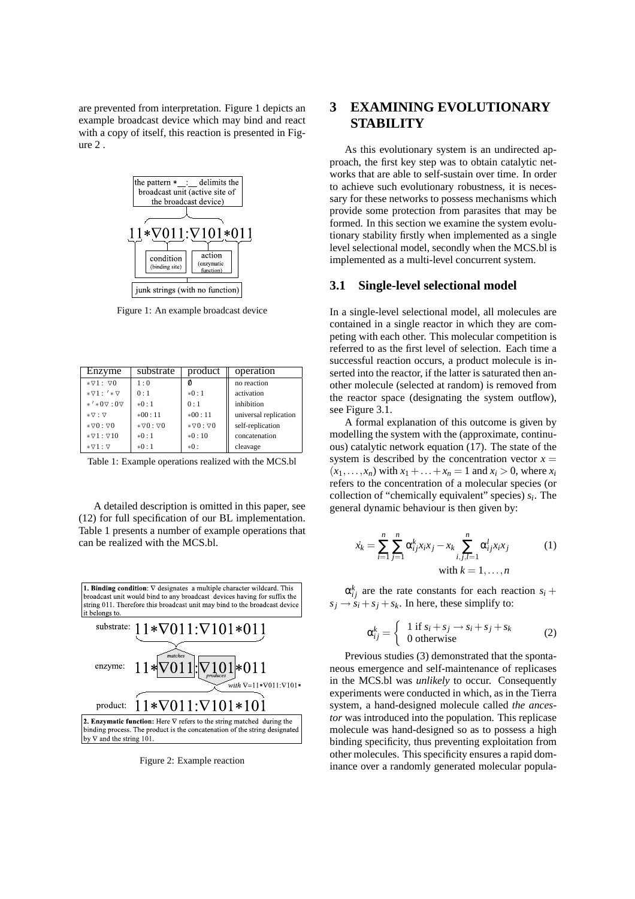are prevented from interpretation. Figure 1 depicts an example broadcast device which may bind and react with a copy of itself, this reaction is presented in Figure 2 .

the pattern *__:__ delimits the broadcast unit (active site of the broadcast device)

11∗∇011:∇101∗011

condition (binding site) | action (enzymatic function)

junk strings (with no function)

Figure 1: An example broadcast device

| Enzyme | substrate | product | operation |
|---|---|---|---|
| ∗∇1 : ∇0 | 1 : 0 | ∅ | no reaction |
| ∗∇1 : ′ ∗ ∇ | 0 : 1 | ∗0 : 1 | activation |
| ∗ ′ ∗0∇ : 0∇ | ∗0 : 1 | 0 : 1 | inhibition |
| ∗∇ : ∇ | ∗00 : 11 | ∗00 : 11 | universal replication |
| ∗∇0 : ∇0 | ∗∇0 : ∇0 | ∗∇0 : ∇0 | self-replication |
| ∗∇1 : ∇10 | ∗0 : 1 | ∗0 : 10 | concatenation |
| ∗∇1 : ∇ | ∗0 : 1 | ∗0 : | cleavage |

Table 1: Example operations realized with the MCS.bl

A detailed description is omitted in this paper, see (12) for full specification of our BL implementation. Table 1 presents a number of example operations that can be realized with the MCS.bl.

**1. Binding condition**: ∇ designates a multiple character wildcard. This broadcast unit would bind to any broadcast devices having for suffix the string 011. Therefore this broadcast unit may bind to the broadcast device it belongs to.

substrate: 11∗∇011:∇101∗011

enzyme: 11∗∇011:∇101∗011 (matches / produces)

*with* ∇=11∗∇011:∇101∗

product: 11∗∇011:∇101∗101

**2. Enzymatic function**: Here ∇ refers to the string matched during the binding process. The product is the concatenation of the string designated by ∇ and the string 101.

Figure 2: Example reaction

## 3 EXAMINING EVOLUTIONARY STABILITY

As this evolutionary system is an undirected approach, the first key step was to obtain catalytic networks that are able to self-sustain over time. In order to achieve such evolutionary robustness, it is necessary for these networks to possess mechanisms which provide some protection from parasites that may be formed. In this section we examine the system evolutionary stability firstly when implemented as a single level selectional model, secondly when the MCS.bl is implemented as a multi-level concurrent system.

### 3.1 Single-level selectional model

In a single-level selectional model, all molecules are contained in a single reactor in which they are competing with each other. This molecular competition is referred to as the first level of selection. Each time a successful reaction occurs, a product molecule is inserted into the reactor, if the latter is saturated then another molecule (selected at random) is removed from the reactor space (designating the system outflow), see Figure 3.1.

A formal explanation of this outcome is given by modelling the system with the (approximate, continuous) catalytic network equation (17). The state of the system is described by the concentration vector $x = (x_1, \ldots, x_n)$ with $x_1 + \ldots + x_n = 1$ and $x_i > 0$, where $x_i$ refers to the concentration of a molecular species (or collection of "chemically equivalent" species) $s_i$. The general dynamic behaviour is then given by:

$$\dot{x_k} = \sum_{i=1}^{n}\sum_{j=1}^{n} \alpha_{ij}^{k} x_i x_j - x_k \sum_{i,j,l=1}^{n} \alpha_{ij}^{l} x_i x_j \quad \text{with } k = 1, \ldots, n \tag{1}$$

$\alpha_{ij}^{k}$ are the rate constants for each reaction $s_i + s_j \rightarrow s_i + s_j + s_k$. In here, these simplify to:

$$\alpha_{ij}^{k} = \begin{cases} 1 \text{ if } s_i + s_j \rightarrow s_i + s_j + s_k \\ 0 \text{ otherwise} \end{cases} \tag{2}$$

Previous studies (3) demonstrated that the spontaneous emergence and self-maintenance of replicases in the MCS.bl was *unlikely* to occur. Consequently experiments were conducted in which, as in the Tierra system, a hand-designed molecule called *the ancestor* was introduced into the population. This replicase molecule was hand-designed so as to possess a high binding specificity, thus preventing exploitation from other molecules. This specificity ensures a rapid dominance over a randomly generated molecular popula-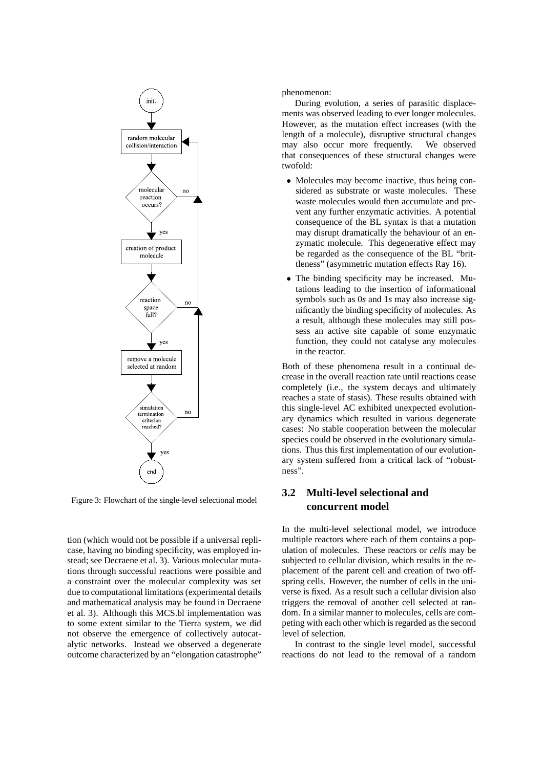init.

random molecular collision/interaction

molecular reaction occurs? — no

yes

creation of product molecule

reaction space full? — no

yes

remove a molecule selected at random

simulation termination criterion reached? — no

yes

end

Figure 3: Flowchart of the single-level selectional model

tion (which would not be possible if a universal replicase, having no binding specificity, was employed instead; see Decraene et al. 3). Various molecular mutations through successful reactions were possible and a constraint over the molecular complexity was set due to computational limitations (experimental details and mathematical analysis may be found in Decraene et al. 3). Although this MCS.bl implementation was to some extent similar to the Tierra system, we did not observe the emergence of collectively autocatalytic networks. Instead we observed a degenerate outcome characterized by an "elongation catastrophe" phenomenon:

During evolution, a series of parasitic displacements was observed leading to ever longer molecules. However, as the mutation effect increases (with the length of a molecule), disruptive structural changes may also occur more frequently. We observed that consequences of these structural changes were twofold:

- Molecules may become inactive, thus being considered as substrate or waste molecules. These waste molecules would then accumulate and prevent any further enzymatic activities. A potential consequence of the BL syntax is that a mutation may disrupt dramatically the behaviour of an enzymatic molecule. This degenerative effect may be regarded as the consequence of the BL "brittleness" (asymmetric mutation effects Ray 16).
- The binding specificity may be increased. Mutations leading to the insertion of informational symbols such as 0*s* and 1*s* may also increase significantly the binding specificity of molecules. As a result, although these molecules may still possess an active site capable of some enzymatic function, they could not catalyse any molecules in the reactor.

Both of these phenomena result in a continual decrease in the overall reaction rate until reactions cease completely (i.e., the system decays and ultimately reaches a state of stasis). These results obtained with this single-level AC exhibited unexpected evolutionary dynamics which resulted in various degenerate cases: No stable cooperation between the molecular species could be observed in the evolutionary simulations. Thus this first implementation of our evolutionary system suffered from a critical lack of "robustness".

## 3.2 Multi-level selectional and concurrent model

In the multi-level selectional model, we introduce multiple reactors where each of them contains a population of molecules. These reactors or *cells* may be subjected to cellular division, which results in the replacement of the parent cell and creation of two offspring cells. However, the number of cells in the universe is fixed. As a result such a cellular division also triggers the removal of another cell selected at random. In a similar manner to molecules, cells are competing with each other which is regarded as the second level of selection.

In contrast to the single level model, successful reactions do not lead to the removal of a random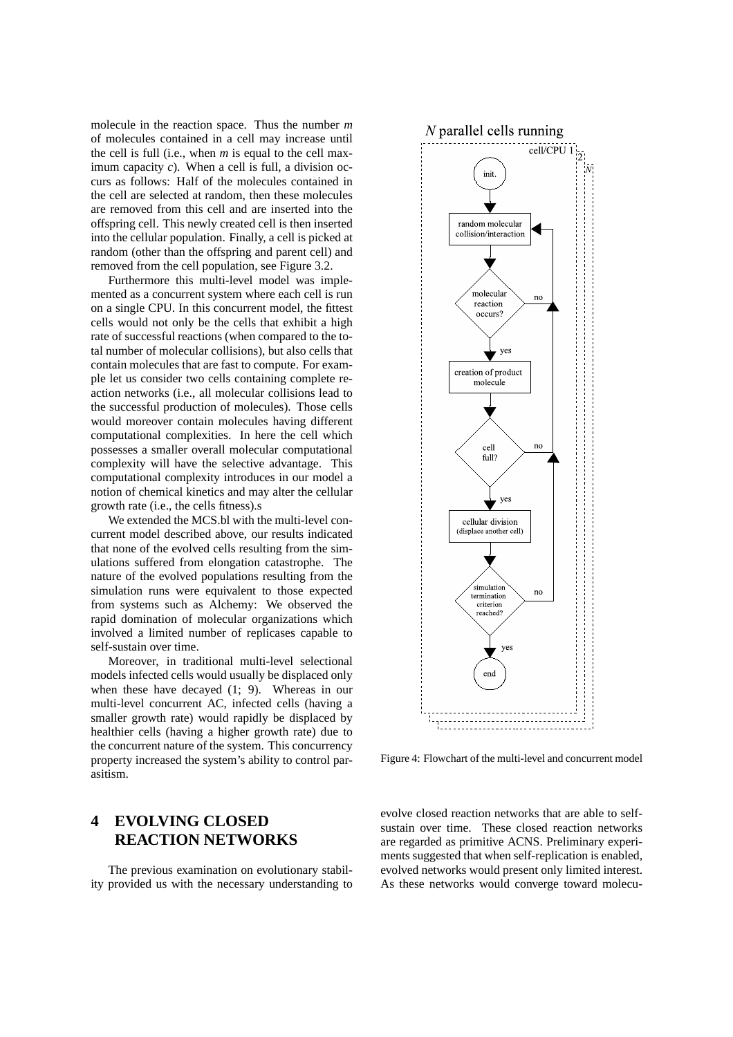molecule in the reaction space. Thus the number $m$ of molecules contained in a cell may increase until the cell is full (i.e., when $m$ is equal to the cell maximum capacity $c$). When a cell is full, a division occurs as follows: Half of the molecules contained in the cell are selected at random, then these molecules are removed from this cell and are inserted into the offspring cell. This newly created cell is then inserted into the cellular population. Finally, a cell is picked at random (other than the offspring and parent cell) and removed from the cell population, see Figure 3.2.

Furthermore this multi-level model was implemented as a concurrent system where each cell is run on a single CPU. In this concurrent model, the fittest cells would not only be the cells that exhibit a high rate of successful reactions (when compared to the total number of molecular collisions), but also cells that contain molecules that are fast to compute. For example let us consider two cells containing complete reaction networks (i.e., all molecular collisions lead to the successful production of molecules). Those cells would moreover contain molecules having different computational complexities. In here the cell which possesses a smaller overall molecular computational complexity will have the selective advantage. This computational complexity introduces in our model a notion of chemical kinetics and may alter the cellular growth rate (i.e., the cells fitness).s

We extended the MCS.bl with the multi-level concurrent model described above, our results indicated that none of the evolved cells resulting from the simulations suffered from elongation catastrophe. The nature of the evolved populations resulting from the simulation runs were equivalent to those expected from systems such as Alchemy: We observed the rapid domination of molecular organizations which involved a limited number of replicases capable to self-sustain over time.

Moreover, in traditional multi-level selectional models infected cells would usually be displaced only when these have decayed (1; 9). Whereas in our multi-level concurrent AC, infected cells (having a smaller growth rate) would rapidly be displaced by healthier cells (having a higher growth rate) due to the concurrent nature of the system. This concurrency property increased the system's ability to control parasitism.

$N$ parallel cells running

cell/CPU 1 2 N

init. → random molecular collision/interaction → molecular reaction occurs? (no → back; yes →) creation of product molecule → cell full? (no → back; yes →) cellular division (displace another cell) → simulation termination criterion reached? (no → back; yes →) end

Figure 4: Flowchart of the multi-level and concurrent model

## 4 EVOLVING CLOSED REACTION NETWORKS

The previous examination on evolutionary stability provided us with the necessary understanding to evolve closed reaction networks that are able to self-sustain over time. These closed reaction networks are regarded as primitive ACNS. Preliminary experiments suggested that when self-replication is enabled, evolved networks would present only limited interest. As these networks would converge toward molecu-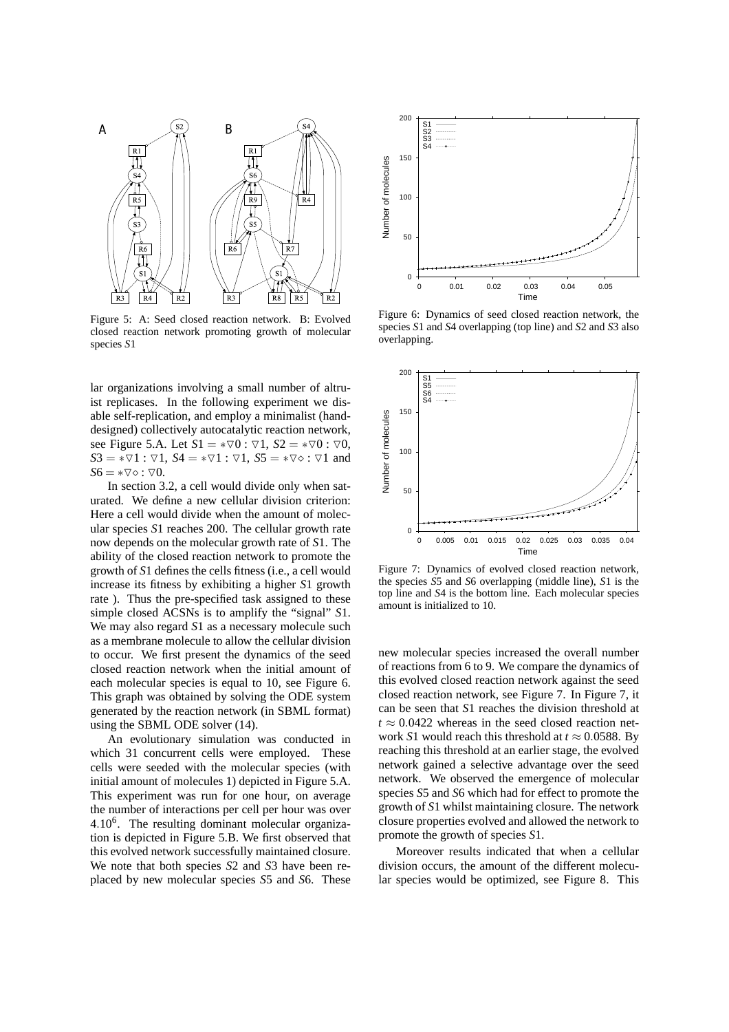Figure 5: A: Seed closed reaction network. B: Evolved closed reaction network promoting growth of molecular species $S1$

Figure 6: Dynamics of seed closed reaction network, the species $S1$ and $S4$ overlapping (top line) and $S2$ and $S3$ also overlapping.

lar organizations involving a small number of altruist replicases. In the following experiment we disable self-replication, and employ a minimalist (hand-designed) collectively autocatalytic reaction network, see Figure 5.A. Let $S1 = *\triangledown 0 : \triangledown 1$, $S2 = *\triangledown 0 : \triangledown 0$, $S3 = *\triangledown 1 : \triangledown 1$, $S4 = *\triangledown 1 : \triangledown 1$, $S5 = *\triangledown \diamond : \triangledown 1$ and $S6 = *\triangledown \diamond : \triangledown 0$.

In section 3.2, a cell would divide only when saturated. We define a new cellular division criterion: Here a cell would divide when the amount of molecular species $S1$ reaches 200. The cellular growth rate now depends on the molecular growth rate of $S1$. The ability of the closed reaction network to promote the growth of $S1$ defines the cells fitness (i.e., a cell would increase its fitness by exhibiting a higher $S1$ growth rate ). Thus the pre-specified task assigned to these simple closed ACSNs is to amplify the "signal" $S1$. We may also regard $S1$ as a necessary molecule such as a membrane molecule to allow the cellular division to occur. We first present the dynamics of the seed closed reaction network when the initial amount of each molecular species is equal to 10, see Figure 6. This graph was obtained by solving the ODE system generated by the reaction network (in SBML format) using the SBML ODE solver (14).

An evolutionary simulation was conducted in which 31 concurrent cells were employed. These cells were seeded with the molecular species (with initial amount of molecules 1) depicted in Figure 5.A. This experiment was run for one hour, on average the number of interactions per cell per hour was over $4.10^6$. The resulting dominant molecular organization is depicted in Figure 5.B. We first observed that this evolved network successfully maintained closure. We note that both species $S2$ and $S3$ have been replaced by new molecular species $S5$ and $S6$. These

Figure 7: Dynamics of evolved closed reaction network, the species $S5$ and $S6$ overlapping (middle line), $S1$ is the top line and $S4$ is the bottom line. Each molecular species amount is initialized to 10.

new molecular species increased the overall number of reactions from 6 to 9. We compare the dynamics of this evolved closed reaction network against the seed closed reaction network, see Figure 7. In Figure 7, it can be seen that $S1$ reaches the division threshold at $t \approx 0.0422$ whereas in the seed closed reaction network $S1$ would reach this threshold at $t \approx 0.0588$. By reaching this threshold at an earlier stage, the evolved network gained a selective advantage over the seed network. We observed the emergence of molecular species $S5$ and $S6$ which had for effect to promote the growth of $S1$ whilst maintaining closure. The network closure properties evolved and allowed the network to promote the growth of species $S1$.

Moreover results indicated that when a cellular division occurs, the amount of the different molecular species would be optimized, see Figure 8. This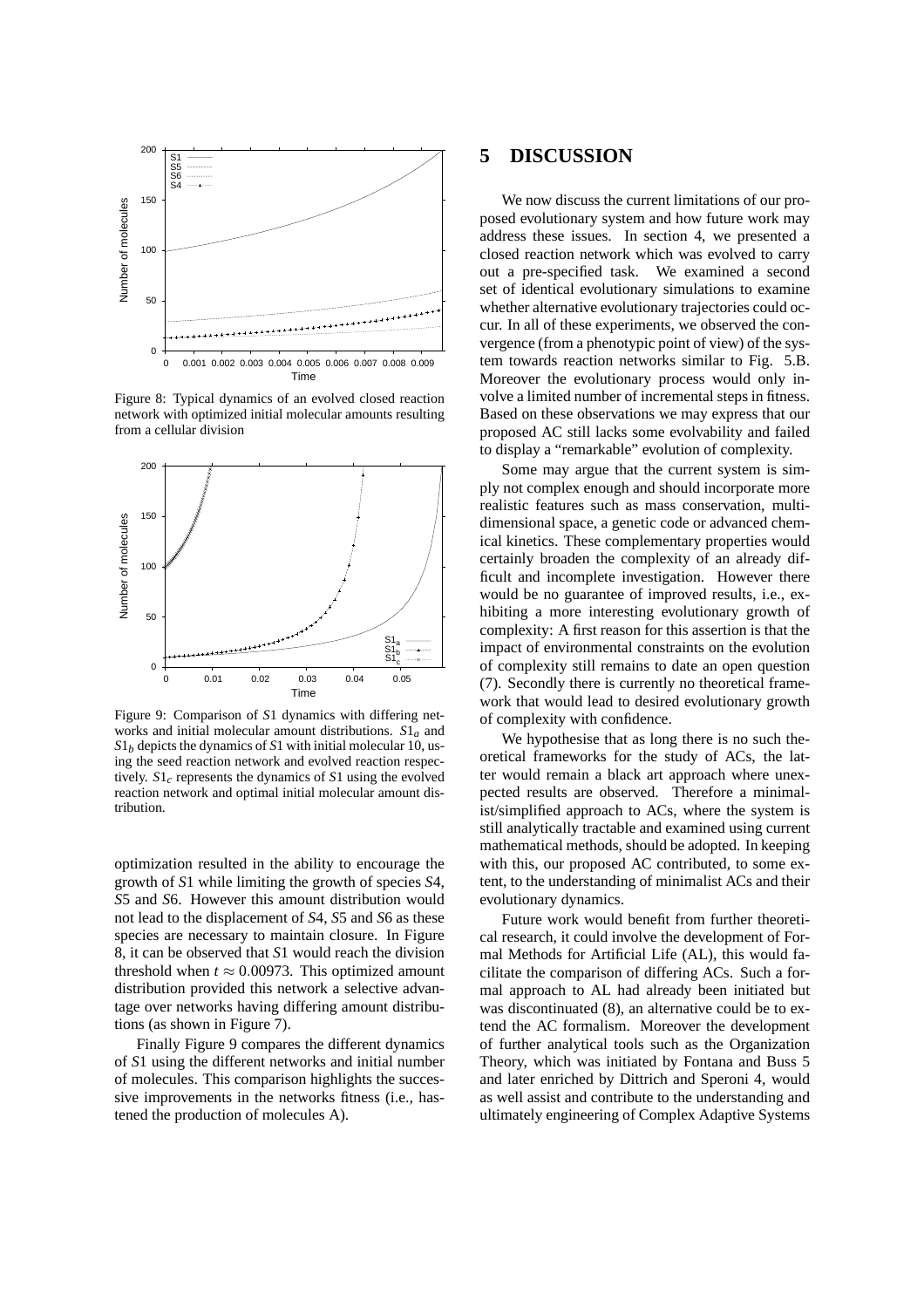Figure 8: Typical dynamics of an evolved closed reaction network with optimized initial molecular amounts resulting from a cellular division

Figure 9: Comparison of $S1$ dynamics with differing networks and initial molecular amount distributions. $S1_a$ and $S1_b$ depicts the dynamics of $S1$ with initial molecular 10, using the seed reaction network and evolved reaction respectively. $S1_c$ represents the dynamics of $S1$ using the evolved reaction network and optimal initial molecular amount distribution.

optimization resulted in the ability to encourage the growth of $S1$ while limiting the growth of species $S4$, $S5$ and $S6$. However this amount distribution would not lead to the displacement of $S4$, $S5$ and $S6$ as these species are necessary to maintain closure. In Figure 8, it can be observed that $S1$ would reach the division threshold when $t \approx 0.00973$. This optimized amount distribution provided this network a selective advantage over networks having differing amount distributions (as shown in Figure 7).

Finally Figure 9 compares the different dynamics of $S1$ using the different networks and initial number of molecules. This comparison highlights the successive improvements in the networks fitness (i.e., hastened the production of molecules A).

# 5 DISCUSSION

We now discuss the current limitations of our proposed evolutionary system and how future work may address these issues. In section 4, we presented a closed reaction network which was evolved to carry out a pre-specified task. We examined a second set of identical evolutionary simulations to examine whether alternative evolutionary trajectories could occur. In all of these experiments, we observed the convergence (from a phenotypic point of view) of the system towards reaction networks similar to Fig. 5.B. Moreover the evolutionary process would only involve a limited number of incremental steps in fitness. Based on these observations we may express that our proposed AC still lacks some evolvability and failed to display a "remarkable" evolution of complexity.

Some may argue that the current system is simply not complex enough and should incorporate more realistic features such as mass conservation, multi-dimensional space, a genetic code or advanced chemical kinetics. These complementary properties would certainly broaden the complexity of an already difficult and incomplete investigation. However there would be no guarantee of improved results, i.e., exhibiting a more interesting evolutionary growth of complexity: A first reason for this assertion is that the impact of environmental constraints on the evolution of complexity still remains to date an open question (7). Secondly there is currently no theoretical framework that would lead to desired evolutionary growth of complexity with confidence.

We hypothesise that as long there is no such theoretical frameworks for the study of ACs, the latter would remain a black art approach where unexpected results are observed. Therefore a minimalist/simplified approach to ACs, where the system is still analytically tractable and examined using current mathematical methods, should be adopted. In keeping with this, our proposed AC contributed, to some extent, to the understanding of minimalist ACs and their evolutionary dynamics.

Future work would benefit from further theoretical research, it could involve the development of Formal Methods for Artificial Life (AL), this would facilitate the comparison of differing ACs. Such a formal approach to AL had already been initiated but was discontinuated (8), an alternative could be to extend the AC formalism. Moreover the development of further analytical tools such as the Organization Theory, which was initiated by Fontana and Buss 5 and later enriched by Dittrich and Speroni 4, would as well assist and contribute to the understanding and ultimately engineering of Complex Adaptive Systems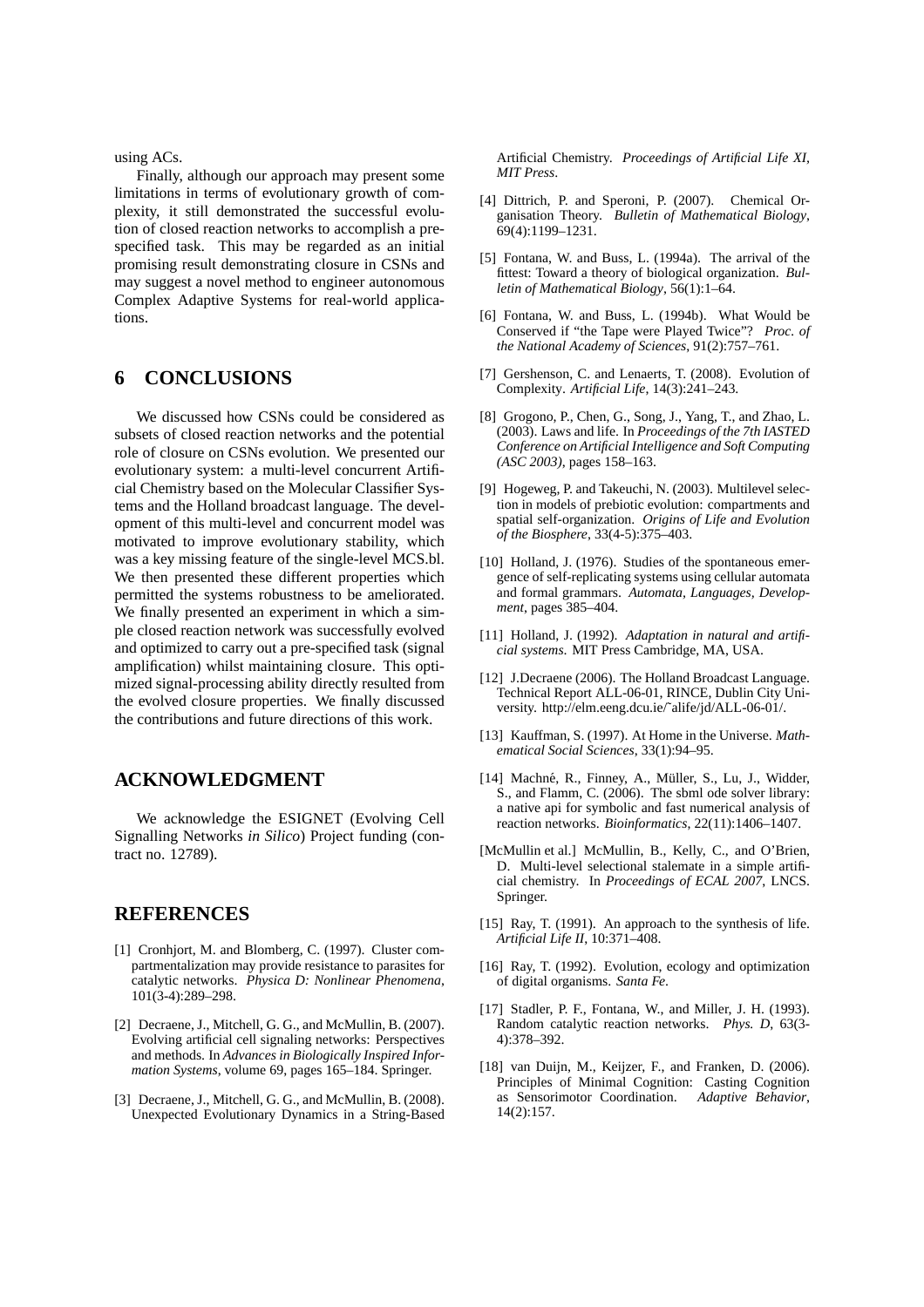using ACs.

Finally, although our approach may present some limitations in terms of evolutionary growth of complexity, it still demonstrated the successful evolution of closed reaction networks to accomplish a pre-specified task. This may be regarded as an initial promising result demonstrating closure in CSNs and may suggest a novel method to engineer autonomous Complex Adaptive Systems for real-world applications.

## 6 CONCLUSIONS

We discussed how CSNs could be considered as subsets of closed reaction networks and the potential role of closure on CSNs evolution. We presented our evolutionary system: a multi-level concurrent Artificial Chemistry based on the Molecular Classifier Systems and the Holland broadcast language. The development of this multi-level and concurrent model was motivated to improve evolutionary stability, which was a key missing feature of the single-level MCS.bl. We then presented these different properties which permitted the systems robustness to be ameliorated. We finally presented an experiment in which a simple closed reaction network was successfully evolved and optimized to carry out a pre-specified task (signal amplification) whilst maintaining closure. This optimized signal-processing ability directly resulted from the evolved closure properties. We finally discussed the contributions and future directions of this work.

## ACKNOWLEDGMENT

We acknowledge the ESIGNET (Evolving Cell Signalling Networks *in Silico*) Project funding (contract no. 12789).

## REFERENCES

[1] Cronhjort, M. and Blomberg, C. (1997). Cluster compartmentalization may provide resistance to parasites for catalytic networks. *Physica D: Nonlinear Phenomena*, 101(3-4):289–298.

[2] Decraene, J., Mitchell, G. G., and McMullin, B. (2007). Evolving artificial cell signaling networks: Perspectives and methods. In *Advances in Biologically Inspired Information Systems*, volume 69, pages 165–184. Springer.

[3] Decraene, J., Mitchell, G. G., and McMullin, B. (2008). Unexpected Evolutionary Dynamics in a String-Based Artificial Chemistry. *Proceedings of Artificial Life XI, MIT Press*.

[4] Dittrich, P. and Speroni, P. (2007). Chemical Organisation Theory. *Bulletin of Mathematical Biology*, 69(4):1199–1231.

[5] Fontana, W. and Buss, L. (1994a). The arrival of the fittest: Toward a theory of biological organization. *Bulletin of Mathematical Biology*, 56(1):1–64.

[6] Fontana, W. and Buss, L. (1994b). What Would be Conserved if "the Tape were Played Twice"? *Proc. of the National Academy of Sciences*, 91(2):757–761.

[7] Gershenson, C. and Lenaerts, T. (2008). Evolution of Complexity. *Artificial Life*, 14(3):241–243.

[8] Grogono, P., Chen, G., Song, J., Yang, T., and Zhao, L. (2003). Laws and life. In *Proceedings of the 7th IASTED Conference on Artificial Intelligence and Soft Computing (ASC 2003)*, pages 158–163.

[9] Hogeweg, P. and Takeuchi, N. (2003). Multilevel selection in models of prebiotic evolution: compartments and spatial self-organization. *Origins of Life and Evolution of the Biosphere*, 33(4-5):375–403.

[10] Holland, J. (1976). Studies of the spontaneous emergence of self-replicating systems using cellular automata and formal grammars. *Automata, Languages, Development*, pages 385–404.

[11] Holland, J. (1992). *Adaptation in natural and artificial systems*. MIT Press Cambridge, MA, USA.

[12] J.Decraene (2006). The Holland Broadcast Language. Technical Report ALL-06-01, RINCE, Dublin City University. http://elm.eeng.dcu.ie/~alife/jd/ALL-06-01/.

[13] Kauffman, S. (1997). At Home in the Universe. *Mathematical Social Sciences*, 33(1):94–95.

[14] Machné, R., Finney, A., Müller, S., Lu, J., Widder, S., and Flamm, C. (2006). The sbml ode solver library: a native api for symbolic and fast numerical analysis of reaction networks. *Bioinformatics*, 22(11):1406–1407.

[McMullin et al.] McMullin, B., Kelly, C., and O'Brien, D. Multi-level selectional stalemate in a simple artificial chemistry. In *Proceedings of ECAL 2007*, LNCS. Springer.

[15] Ray, T. (1991). An approach to the synthesis of life. *Artificial Life II*, 10:371–408.

[16] Ray, T. (1992). Evolution, ecology and optimization of digital organisms. *Santa Fe*.

[17] Stadler, P. F., Fontana, W., and Miller, J. H. (1993). Random catalytic reaction networks. *Phys. D*, 63(3-4):378–392.

[18] van Duijn, M., Keijzer, F., and Franken, D. (2006). Principles of Minimal Cognition: Casting Cognition as Sensorimotor Coordination. *Adaptive Behavior*, 14(2):157.